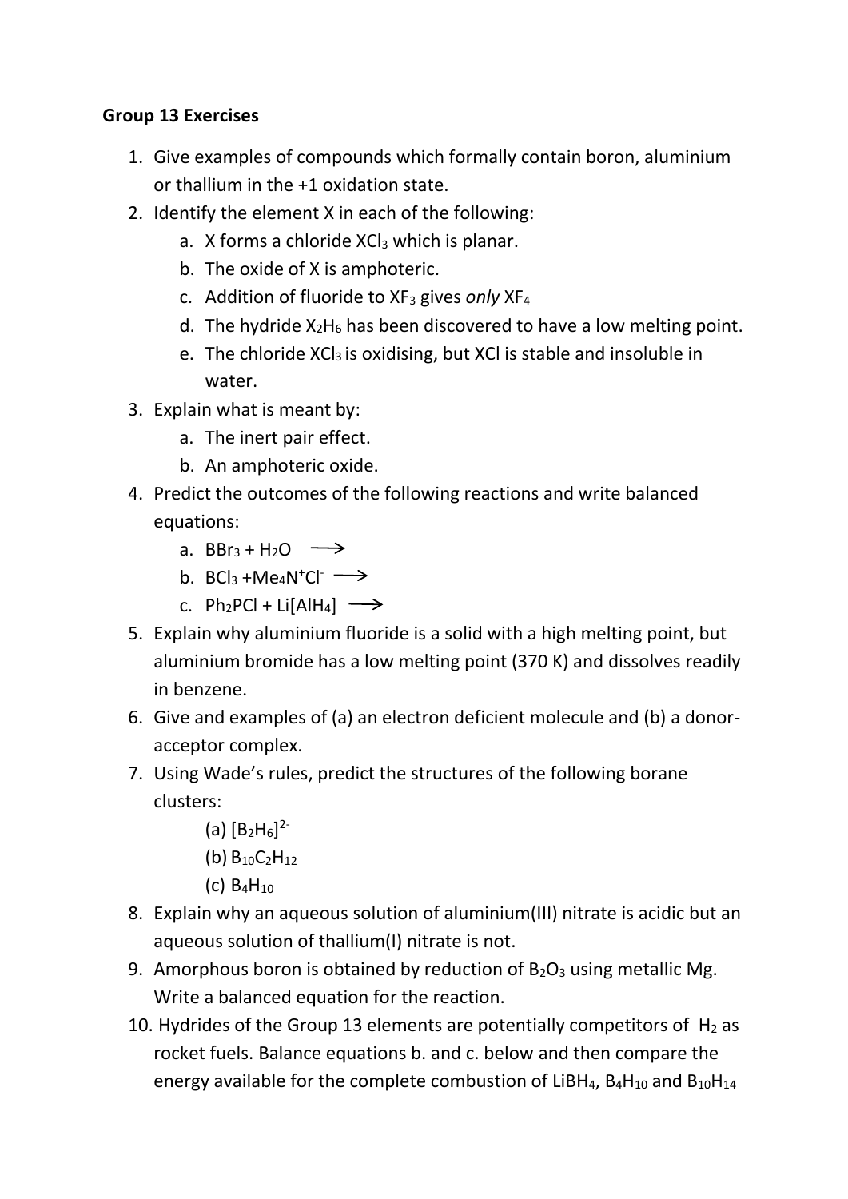**Group 13 Exercises**

1. Give examples of compounds which formally contain boron, aluminium or thallium in the +1 oxidation state.
2. Identify the element X in each of the following:
   a. X forms a chloride $XCl_3$ which is planar.
   b. The oxide of X is amphoteric.
   c. Addition of fluoride to $XF_3$ gives *only* $XF_4$
   d. The hydride $X_2H_6$ has been discovered to have a low melting point.
   e. The chloride $XCl_3$ is oxidising, but XCl is stable and insoluble in water.
3. Explain what is meant by:
   a. The inert pair effect.
   b. An amphoteric oxide.
4. Predict the outcomes of the following reactions and write balanced equations:
   a. $BBr_3 + H_2O \longrightarrow$
   b. $BCl_3 + Me_4N^+Cl^- \longrightarrow$
   c. $Ph_2PCl + Li[AlH_4] \longrightarrow$
5. Explain why aluminium fluoride is a solid with a high melting point, but aluminium bromide has a low melting point (370 K) and dissolves readily in benzene.
6. Give and examples of (a) an electron deficient molecule and (b) a donor-acceptor complex.
7. Using Wade's rules, predict the structures of the following borane clusters:
   (a) $[B_2H_6]^{2-}$
   (b) $B_{10}C_2H_{12}$
   (c) $B_4H_{10}$
8. Explain why an aqueous solution of aluminium(III) nitrate is acidic but an aqueous solution of thallium(I) nitrate is not.
9. Amorphous boron is obtained by reduction of $B_2O_3$ using metallic Mg. Write a balanced equation for the reaction.
10. Hydrides of the Group 13 elements are potentially competitors of $H_2$ as rocket fuels. Balance equations b. and c. below and then compare the energy available for the complete combustion of $LiBH_4$, $B_4H_{10}$ and $B_{10}H_{14}$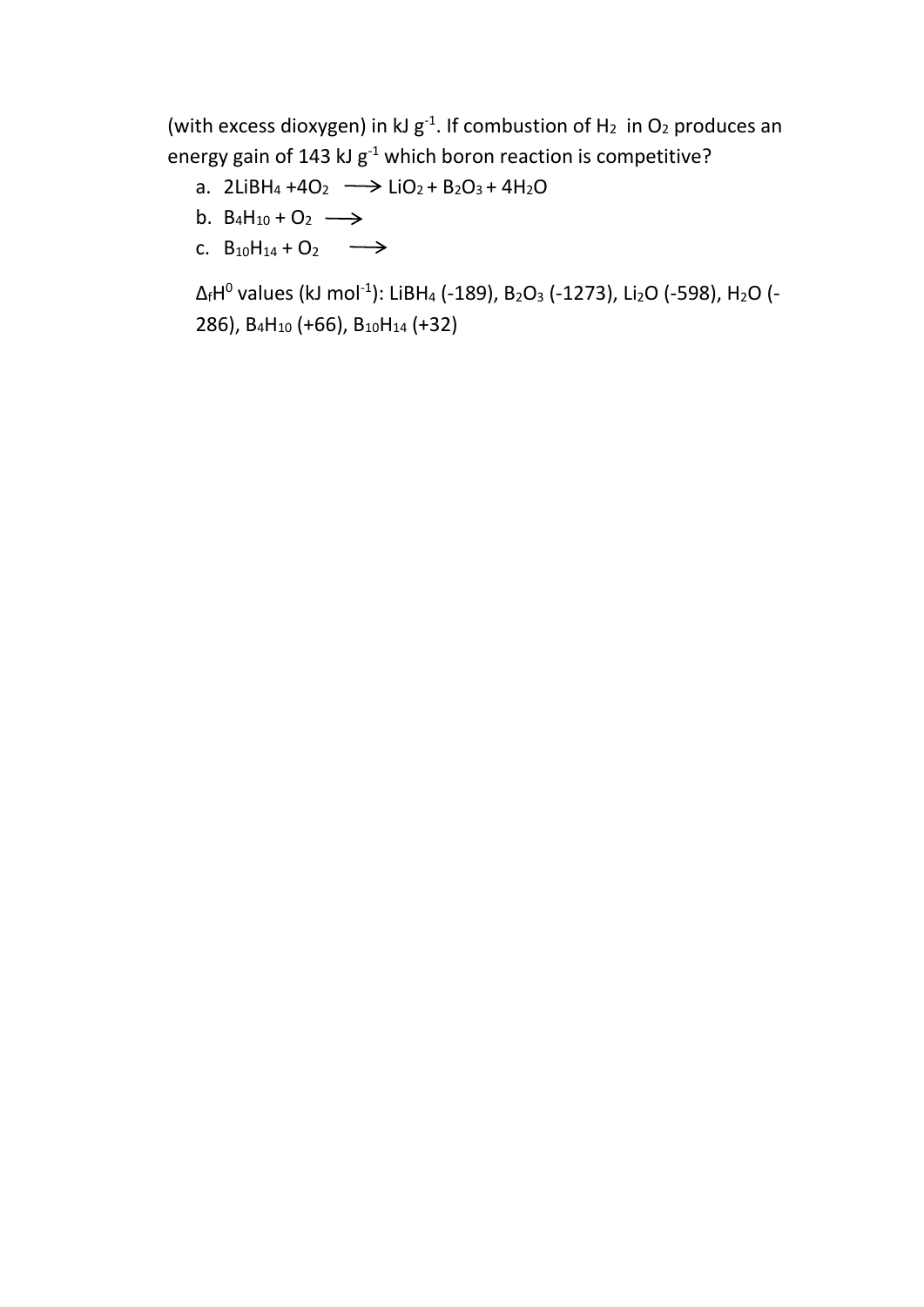(with excess dioxygen) in kJ $g^{-1}$. If combustion of $H_2$ in $O_2$ produces an energy gain of 143 kJ $g^{-1}$ which boron reaction is competitive?

a. $2LiBH_4 + 4O_2 \longrightarrow LiO_2 + B_2O_3 + 4H_2O$

b. $B_4H_{10} + O_2 \longrightarrow$

c. $B_{10}H_{14} + O_2 \longrightarrow$

$\Delta_fH^0$ values (kJ $mol^{-1}$): $LiBH_4$ (-189), $B_2O_3$ (-1273), $Li_2O$ (-598), $H_2O$ (-286), $B_4H_{10}$ (+66), $B_{10}H_{14}$ (+32)